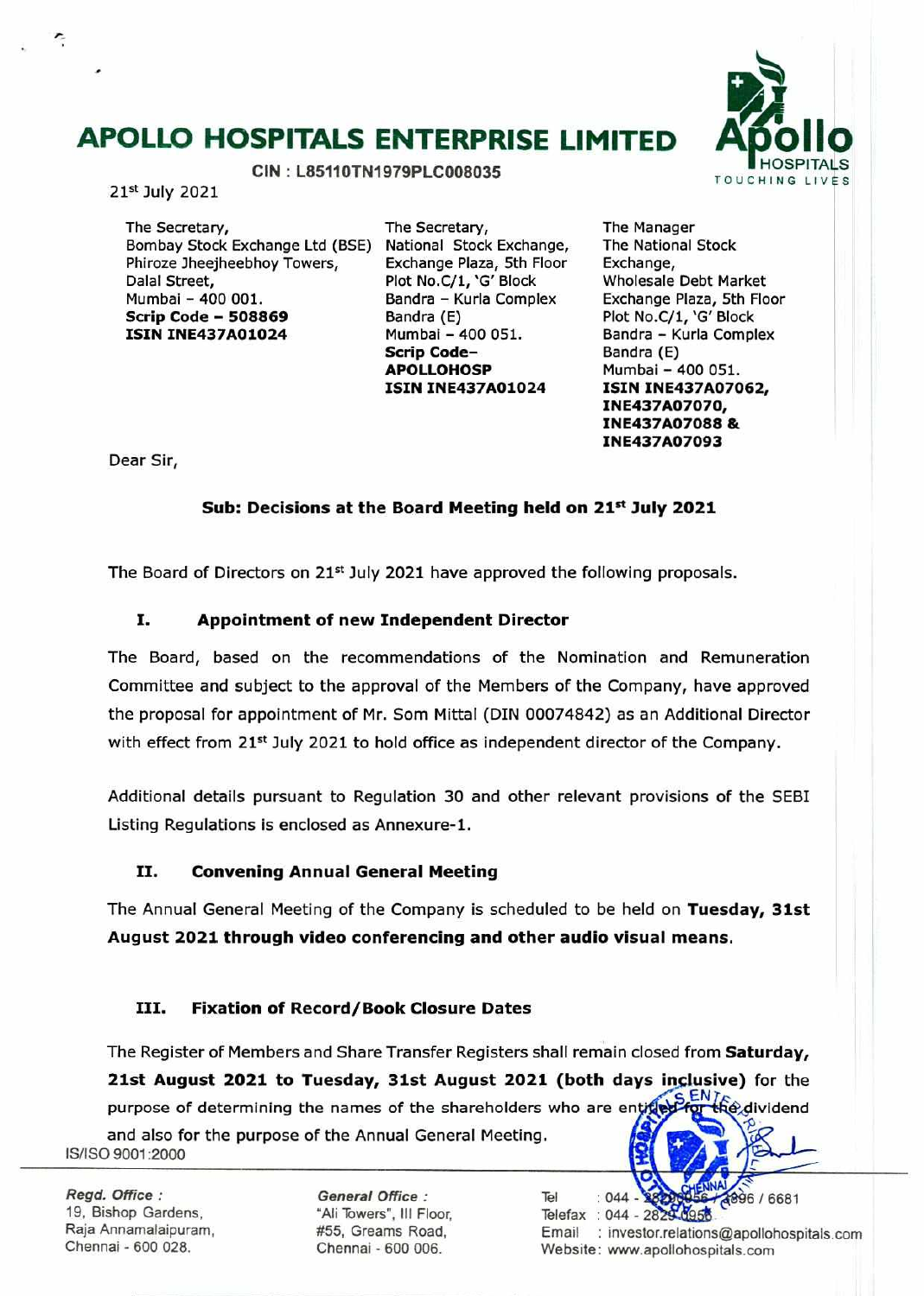# APOLLO HOSPITALS ENTERPRISE LIMITED

CIN : L85110TN1979PLC008035

21st July 2021

The Secretary,
Bombay Stock Exchange Ltd (BSE)
Phiroze Jheejheebhoy Towers,
Dalal Street,
Mumbai – 400 001.
**Scrip Code – 508869**
**ISIN INE437A01024**

The Secretary,
National Stock Exchange,
Exchange Plaza, 5th Floor
Plot No.C/1, 'G' Block
Bandra – Kurla Complex
Bandra (E)
Mumbai – 400 051.
**Scrip Code– APOLLOHOSP**
**ISIN INE437A01024**

The Manager
The National Stock Exchange,
Wholesale Debt Market
Exchange Plaza, 5th Floor
Plot No.C/1, 'G' Block
Bandra – Kurla Complex
Bandra (E)
Mumbai – 400 051.
**ISIN INE437A07062, INE437A07070, INE437A07088 & INE437A07093**

Dear Sir,

**Sub: Decisions at the Board Meeting held on 21st July 2021**

The Board of Directors on 21st July 2021 have approved the following proposals.

## I. Appointment of new Independent Director

The Board, based on the recommendations of the Nomination and Remuneration Committee and subject to the approval of the Members of the Company, have approved the proposal for appointment of Mr. Som Mittal (DIN 00074842) as an Additional Director with effect from 21st July 2021 to hold office as independent director of the Company.

Additional details pursuant to Regulation 30 and other relevant provisions of the SEBI Listing Regulations is enclosed as Annexure-1.

## II. Convening Annual General Meeting

The Annual General Meeting of the Company is scheduled to be held on **Tuesday, 31st August 2021 through video conferencing and other audio visual means.**

## III. Fixation of Record/Book Closure Dates

The Register of Members and Share Transfer Registers shall remain closed from **Saturday, 21st August 2021 to Tuesday, 31st August 2021 (both days inclusive)** for the purpose of determining the names of the shareholders who are entitled for the dividend and also for the purpose of the Annual General Meeting.

IS/ISO 9001:2000

*Regd. Office :*
19, Bishop Gardens,
Raja Annamalaipuram,
Chennai - 600 028.

*General Office :*
"Ali Towers", III Floor,
#55, Greams Road,
Chennai - 600 006.

Tel : 044 - 28290956 / 3896 / 6681
Telefax : 044 - 28290956
Email : investor.relations@apollohospitals.com
Website: www.apollohospitals.com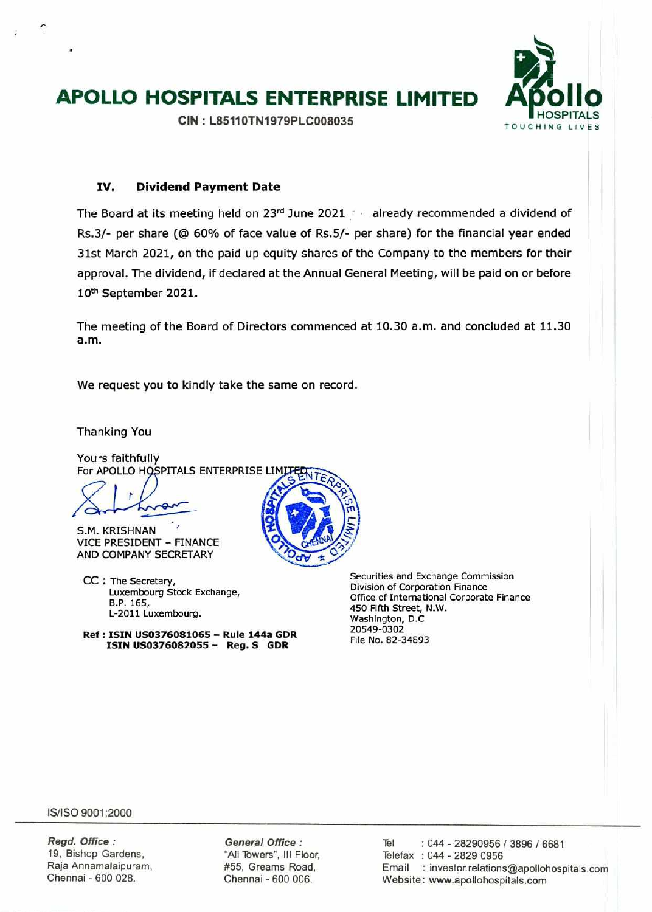# APOLLO HOSPITALS ENTERPRISE LIMITED

**CIN : L85110TN1979PLC008035**

### IV. Dividend Payment Date

The Board at its meeting held on 23rd June 2021 already recommended a dividend of Rs.3/- per share (@ 60% of face value of Rs.5/- per share) for the financial year ended 31st March 2021, on the paid up equity shares of the Company to the members for their approval. The dividend, if declared at the Annual General Meeting, will be paid on or before 10th September 2021.

The meeting of the Board of Directors commenced at 10.30 a.m. and concluded at 11.30 a.m.

We request you to kindly take the same on record.

Thanking You

Yours faithfully
For APOLLO HOSPITALS ENTERPRISE LIMITED

S.M. KRISHNAN
VICE PRESIDENT - FINANCE
AND COMPANY SECRETARY

CC : The Secretary,
Luxembourg Stock Exchange,
B.P. 165,
L-2011 Luxembourg.

Securities and Exchange Commission
Division of Corporation Finance
Office of International Corporate Finance
450 Fifth Street, N.W.
Washington, D.C
20549-0302
File No. 82-34893

**Ref : ISIN US0376081065 – Rule 144a GDR**
**ISIN US0376082055 – Reg. S GDR**

IS/ISO 9001:2000

*Regd. Office :*
19, Bishop Gardens,
Raja Annamalaipuram,
Chennai - 600 028.

*General Office :*
"Ali Towers", III Floor,
#55, Greams Road,
Chennai - 600 006.

Tel : 044 - 28290956 / 3896 / 6681
Telefax : 044 - 2829 0956
Email : investor.relations@apollohospitals.com
Website: www.apollohospitals.com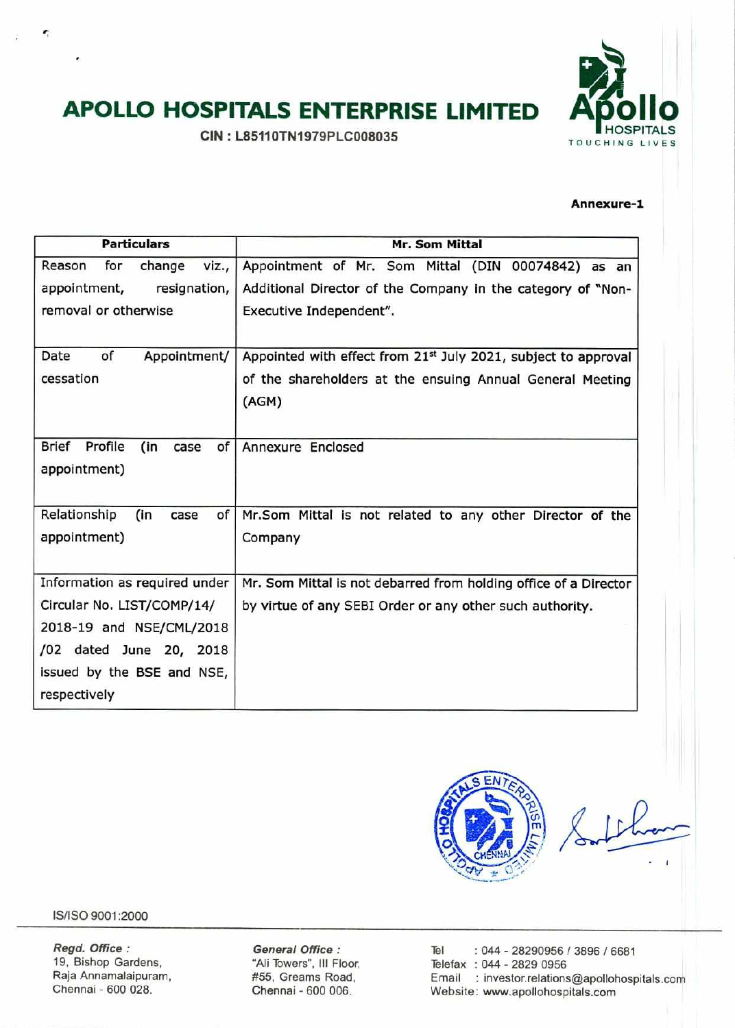# APOLLO HOSPITALS ENTERPRISE LIMITED

CIN : L85110TN1979PLC008035

**Annexure-1**

| Particulars | Mr. Som Mittal |
|---|---|
| Reason for change viz., appointment, resignation, removal or otherwise | Appointment of Mr. Som Mittal (DIN 00074842) as an Additional Director of the Company in the category of "Non-Executive Independent". |
| Date of Appointment/ cessation | Appointed with effect from 21st July 2021, subject to approval of the shareholders at the ensuing Annual General Meeting (AGM) |
| Brief Profile (in case of appointment) | Annexure Enclosed |
| Relationship (in case of appointment) | Mr.Som Mittal is not related to any other Director of the Company |
| Information as required under Circular No. LIST/COMP/14/ 2018-19 and NSE/CML/2018 /02 dated June 20, 2018 issued by the BSE and NSE, respectively | Mr. Som Mittal is not debarred from holding office of a Director by virtue of any SEBI Order or any other such authority. |

IS/ISO 9001:2000

**Regd. Office :**
19, Bishop Gardens,
Raja Annamalaipuram,
Chennai - 600 028.

**General Office :**
"Ali Towers", III Floor,
#55, Greams Road,
Chennai - 600 006.

Tel : 044 - 28290956 / 3896 / 6681
Telefax : 044 - 2829 0956
Email : investor.relations@apollohospitals.com
Website: www.apollohospitals.com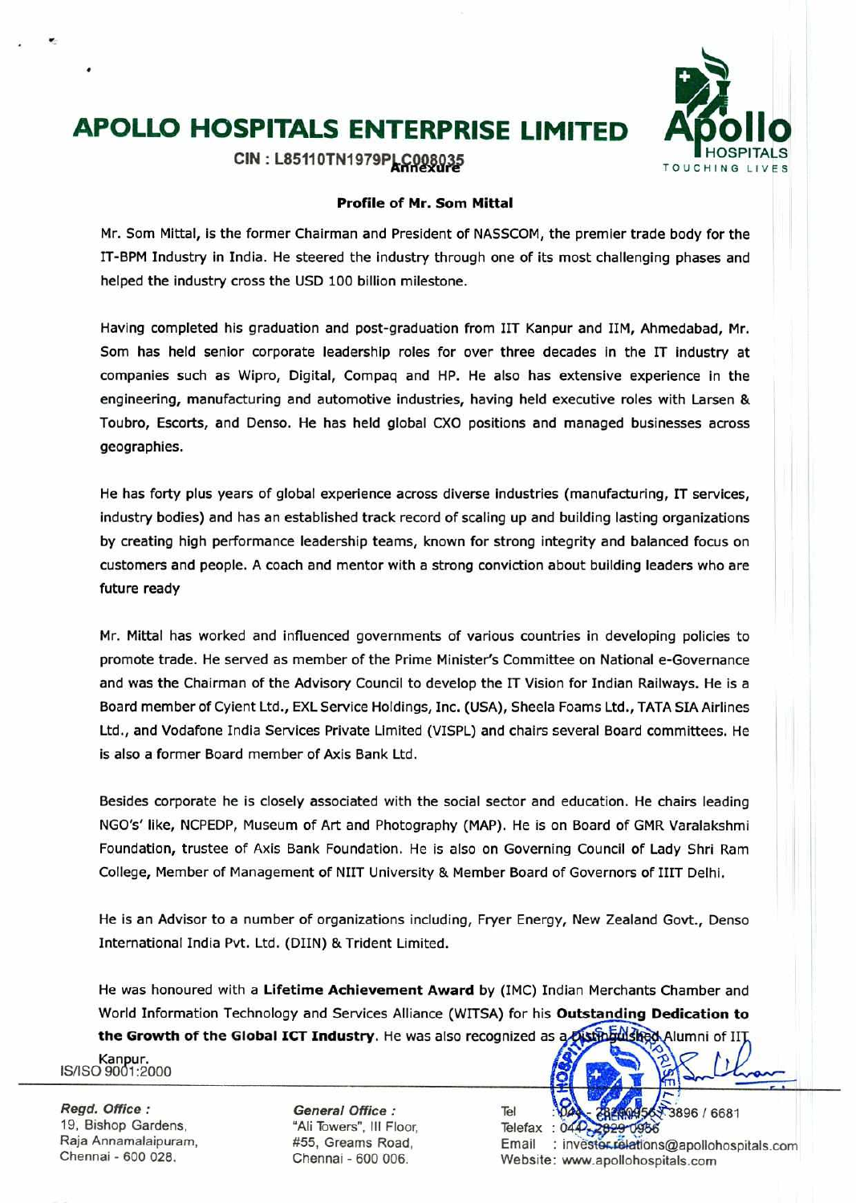# APOLLO HOSPITALS ENTERPRISE LIMITED

CIN : L85110TN1979PLC008035

**Annexure**

**Profile of Mr. Som Mittal**

Mr. Som Mittal, is the former Chairman and President of NASSCOM, the premier trade body for the IT-BPM Industry in India. He steered the industry through one of its most challenging phases and helped the industry cross the USD 100 billion milestone.

Having completed his graduation and post-graduation from IIT Kanpur and IIM, Ahmedabad, Mr. Som has held senior corporate leadership roles for over three decades in the IT industry at companies such as Wipro, Digital, Compaq and HP. He also has extensive experience in the engineering, manufacturing and automotive industries, having held executive roles with Larsen & Toubro, Escorts, and Denso. He has held global CXO positions and managed businesses across geographies.

He has forty plus years of global experience across diverse industries (manufacturing, IT services, industry bodies) and has an established track record of scaling up and building lasting organizations by creating high performance leadership teams, known for strong integrity and balanced focus on customers and people. A coach and mentor with a strong conviction about building leaders who are future ready

Mr. Mittal has worked and influenced governments of various countries in developing policies to promote trade. He served as member of the Prime Minister's Committee on National e-Governance and was the Chairman of the Advisory Council to develop the IT Vision for Indian Railways. He is a Board member of Cyient Ltd., EXL Service Holdings, Inc. (USA), Sheela Foams Ltd., TATA SIA Airlines Ltd., and Vodafone India Services Private Limited (VISPL) and chairs several Board committees. He is also a former Board member of Axis Bank Ltd.

Besides corporate he is closely associated with the social sector and education. He chairs leading NGO's' like, NCPEDP, Museum of Art and Photography (MAP). He is on Board of GMR Varalakshmi Foundation, trustee of Axis Bank Foundation. He is also on Governing Council of Lady Shri Ram College, Member of Management of NIIT University & Member Board of Governors of IIIT Delhi.

He is an Advisor to a number of organizations including, Fryer Energy, New Zealand Govt., Denso International India Pvt. Ltd. (DIIN) & Trident Limited.

He was honoured with a **Lifetime Achievement Award** by (IMC) Indian Merchants Chamber and World Information Technology and Services Alliance (WITSA) for his **Outstanding Dedication to the Growth of the Global ICT Industry**. He was also recognized as a Distinguished Alumni of IIT Kanpur.

IS/ISO 9001:2000

*Regd. Office :*
19, Bishop Gardens,
Raja Annamalaipuram,
Chennai - 600 028.

*General Office :*
"Ali Towers", III Floor,
#55, Greams Road,
Chennai - 600 006.

Tel : 044 - 2829 0956 / 3896 / 6681
Telefax : 044-2829 0956
Email : investor.relations@apollohospitals.com
Website: www.apollohospitals.com